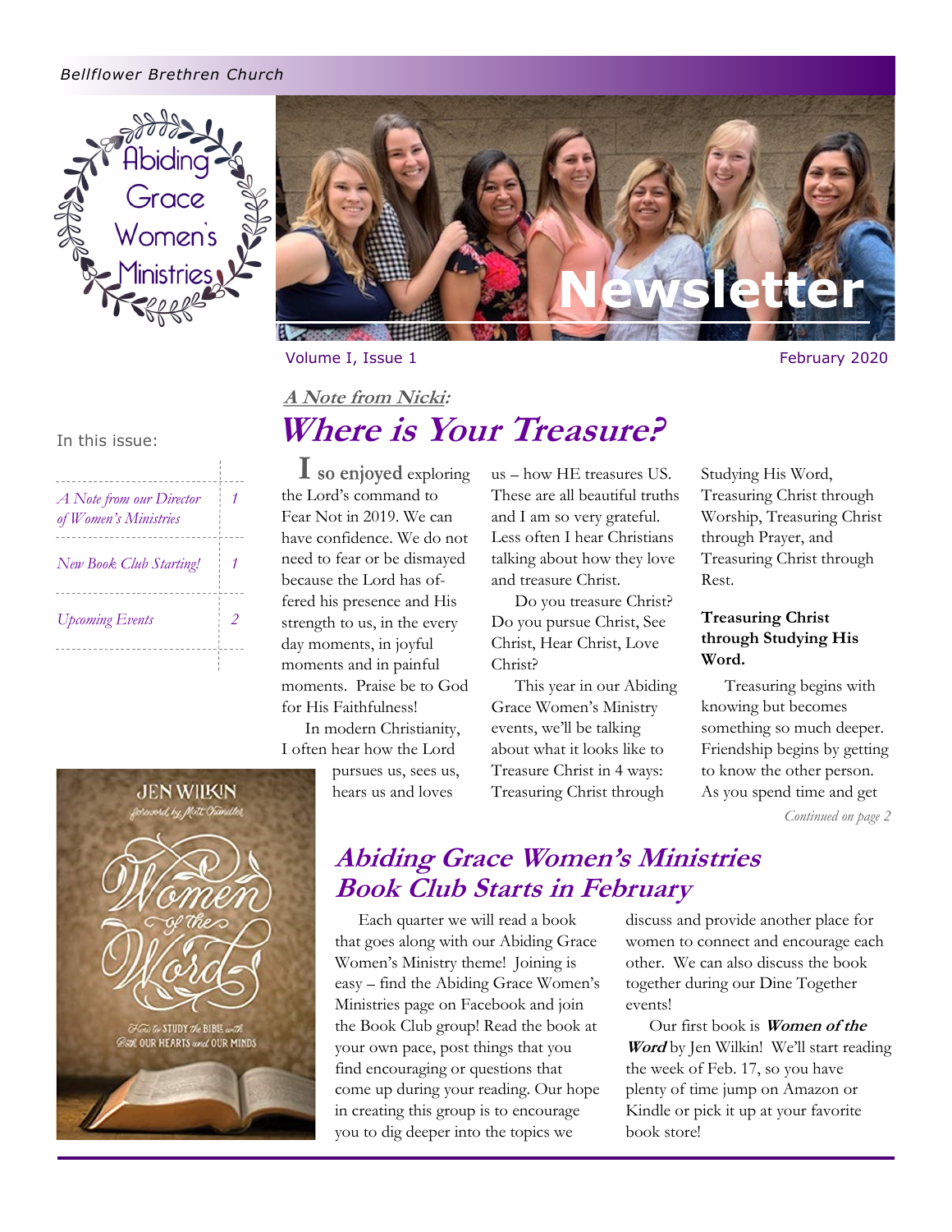Bellflower Brethren Church

Abiding Grace Women's Ministries

# Newsletter

Volume I, Issue 1 — February 2020

In this issue:

| | |
|---|---|
| *A Note from our Director of Women's Ministries* | *1* |
| *New Book Club Starting!* | *1* |
| *Upcoming Events* | *2* |

### *A Note from Nicki:*

## *Where is Your Treasure?*

I so enjoyed exploring the Lord's command to Fear Not in 2019. We can have confidence. We do not need to fear or be dismayed because the Lord has offered his presence and His strength to us, in the every day moments, in joyful moments and in painful moments. Praise be to God for His Faithfulness!

In modern Christianity, I often hear how the Lord pursues us, sees us, hears us and loves us – how HE treasures US. These are all beautiful truths and I am so very grateful. Less often I hear Christians talking about how they love and treasure Christ.

Do you treasure Christ? Do you pursue Christ, See Christ, Hear Christ, Love Christ?

This year in our Abiding Grace Women's Ministry events, we'll be talking about what it looks like to Treasure Christ in 4 ways: Treasuring Christ through Studying His Word, Treasuring Christ through Worship, Treasuring Christ through Prayer, and Treasuring Christ through Rest.

**Treasuring Christ through Studying His Word.**

Treasuring begins with knowing but becomes something so much deeper. Friendship begins by getting to know the other person. As you spend time and get

*Continued on page 2*

## *Abiding Grace Women's Ministries Book Club Starts in February*

Each quarter we will read a book that goes along with our Abiding Grace Women's Ministry theme! Joining is easy – find the Abiding Grace Women's Ministries page on Facebook and join the Book Club group! Read the book at your own pace, post things that you find encouraging or questions that come up during your reading. Our hope in creating this group is to encourage you to dig deeper into the topics we discuss and provide another place for women to connect and encourage each other. We can also discuss the book together during our Dine Together events!

Our first book is ***Women of the Word*** by Jen Wilkin! We'll start reading the week of Feb. 17, so you have plenty of time jump on Amazon or Kindle or pick it up at your favorite book store!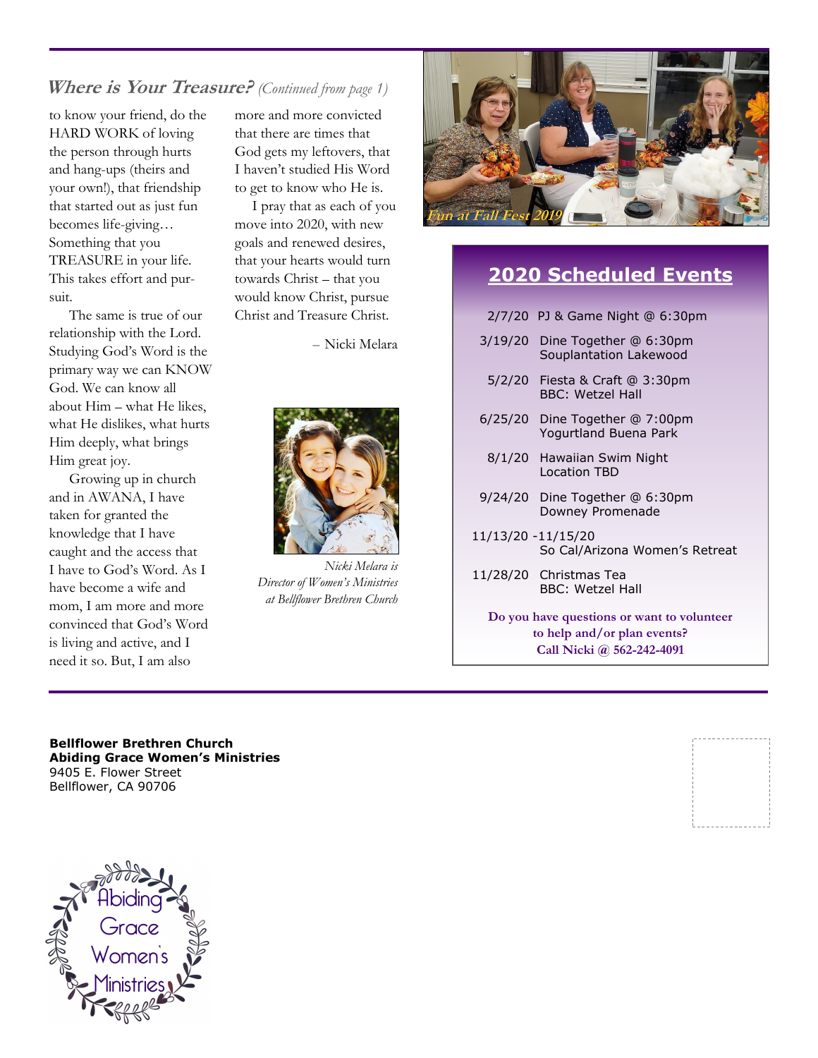## *Where is Your Treasure?* *(Continued from page 1)*

to know your friend, do the HARD WORK of loving the person through hurts and hang-ups (theirs and your own!), that friendship that started out as just fun becomes life-giving… Something that you TREASURE in your life. This takes effort and pursuit.

The same is true of our relationship with the Lord. Studying God's Word is the primary way we can KNOW God. We can know all about Him – what He likes, what He dislikes, what hurts Him deeply, what brings Him great joy.

Growing up in church and in AWANA, I have taken for granted the knowledge that I have caught and the access that I have to God's Word. As I have become a wife and mom, I am more and more convinced that God's Word is living and active, and I need it so. But, I am also more and more convicted that there are times that God gets my leftovers, that I haven't studied His Word to get to know who He is.

I pray that as each of you move into 2020, with new goals and renewed desires, that your hearts would turn towards Christ – that you would know Christ, pursue Christ and Treasure Christ.

– Nicki Melara

*Nicki Melara is Director of Women's Ministries at Bellflower Brethren Church*

*Fun at Fall Fest 2019*

## 2020 Scheduled Events

| | |
|---|---|
| 2/7/20 | PJ & Game Night @ 6:30pm |
| 3/19/20 | Dine Together @ 6:30pm<br>Souplantation Lakewood |
| 5/2/20 | Fiesta & Craft @ 3:30pm<br>BBC: Wetzel Hall |
| 6/25/20 | Dine Together @ 7:00pm<br>Yogurtland Buena Park |
| 8/1/20 | Hawaiian Swim Night<br>Location TBD |
| 9/24/20 | Dine Together @ 6:30pm<br>Downey Promenade |
| 11/13/20 -11/15/20 | So Cal/Arizona Women's Retreat |
| 11/28/20 | Christmas Tea<br>BBC: Wetzel Hall |

**Do you have questions or want to volunteer to help and/or plan events? Call Nicki @ 562-242-4091**

**Bellflower Brethren Church**
**Abiding Grace Women's Ministries**
9405 E. Flower Street
Bellflower, CA 90706

Abiding Grace Women's Ministries